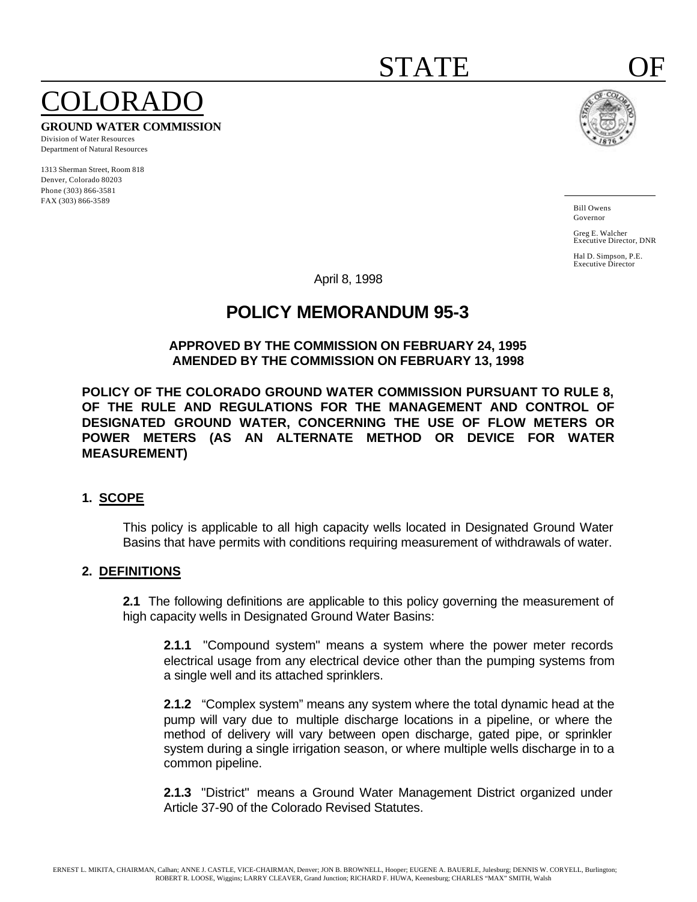# STATE OF COLORADO

**GROUND WATER COMMISSION**

Division of Water Resources
Department of Natural Resources

1313 Sherman Street, Room 818
Denver, Colorado 80203
Phone (303) 866-3581
FAX (303) 866-3589

Bill Owens
Governor

Greg E. Walcher
Executive Director, DNR

Hal D. Simpson, P.E.
Executive Director

April 8, 1998

## POLICY MEMORANDUM 95-3

**APPROVED BY THE COMMISSION ON FEBRUARY 24, 1995**
**AMENDED BY THE COMMISSION ON FEBRUARY 13, 1998**

**POLICY OF THE COLORADO GROUND WATER COMMISSION PURSUANT TO RULE 8, OF THE RULE AND REGULATIONS FOR THE MANAGEMENT AND CONTROL OF DESIGNATED GROUND WATER, CONCERNING THE USE OF FLOW METERS OR POWER METERS (AS AN ALTERNATE METHOD OR DEVICE FOR WATER MEASUREMENT)**

### 1. SCOPE

This policy is applicable to all high capacity wells located in Designated Ground Water Basins that have permits with conditions requiring measurement of withdrawals of water.

### 2. DEFINITIONS

**2.1** The following definitions are applicable to this policy governing the measurement of high capacity wells in Designated Ground Water Basins:

**2.1.1** "Compound system" means a system where the power meter records electrical usage from any electrical device other than the pumping systems from a single well and its attached sprinklers.

**2.1.2** "Complex system" means any system where the total dynamic head at the pump will vary due to multiple discharge locations in a pipeline, or where the method of delivery will vary between open discharge, gated pipe, or sprinkler system during a single irrigation season, or where multiple wells discharge in to a common pipeline.

**2.1.3** "District" means a Ground Water Management District organized under Article 37-90 of the Colorado Revised Statutes.

ERNEST L. MIKITA, CHAIRMAN, Calhan; ANNE J. CASTLE, VICE-CHAIRMAN, Denver; JON B. BROWNELL, Hooper; EUGENE A. BAUERLE, Julesburg; DENNIS W. CORYELL, Burlington; ROBERT R. LOOSE, Wiggins; LARRY CLEAVER, Grand Junction; RICHARD F. HUWA, Keenesburg; CHARLES "MAX" SMITH, Walsh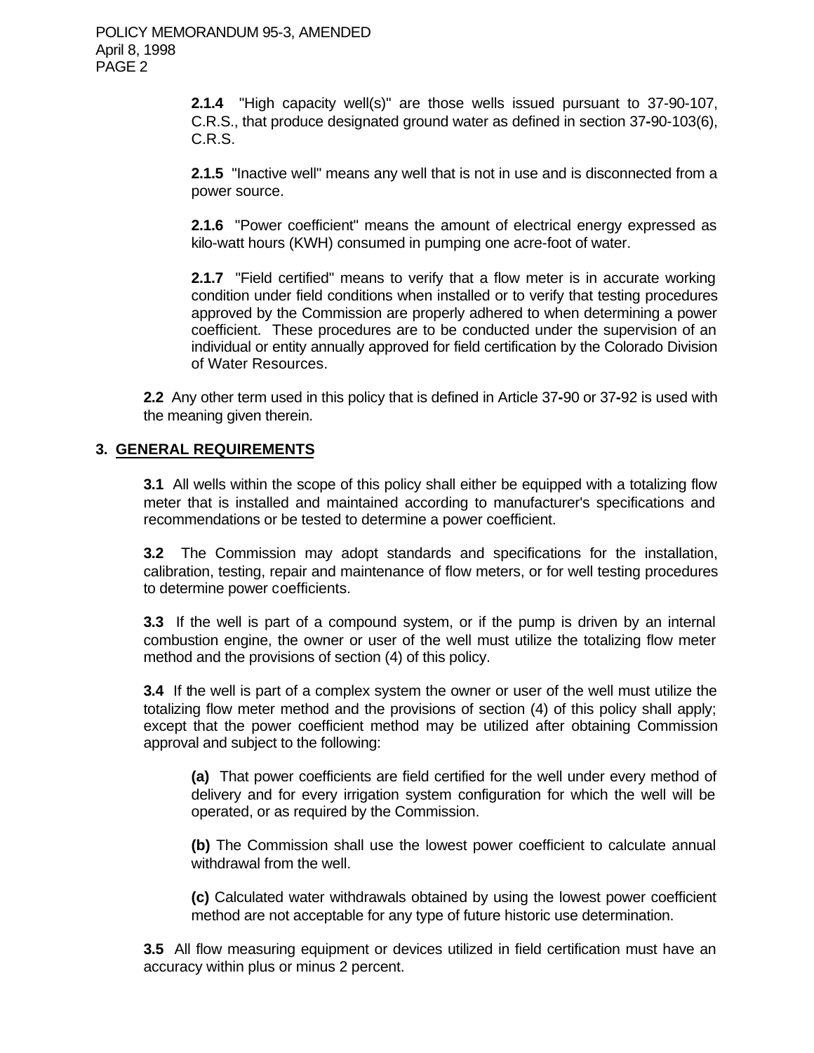**2.1.4** "High capacity well(s)" are those wells issued pursuant to 37-90-107, C.R.S., that produce designated ground water as defined in section 37-90-103(6), C.R.S.

**2.1.5** "Inactive well" means any well that is not in use and is disconnected from a power source.

**2.1.6** "Power coefficient" means the amount of electrical energy expressed as kilo-watt hours (KWH) consumed in pumping one acre-foot of water.

**2.1.7** "Field certified" means to verify that a flow meter is in accurate working condition under field conditions when installed or to verify that testing procedures approved by the Commission are properly adhered to when determining a power coefficient. These procedures are to be conducted under the supervision of an individual or entity annually approved for field certification by the Colorado Division of Water Resources.

**2.2** Any other term used in this policy that is defined in Article 37-90 or 37-92 is used with the meaning given therein.

## 3. GENERAL REQUIREMENTS

**3.1** All wells within the scope of this policy shall either be equipped with a totalizing flow meter that is installed and maintained according to manufacturer's specifications and recommendations or be tested to determine a power coefficient.

**3.2** The Commission may adopt standards and specifications for the installation, calibration, testing, repair and maintenance of flow meters, or for well testing procedures to determine power coefficients.

**3.3** If the well is part of a compound system, or if the pump is driven by an internal combustion engine, the owner or user of the well must utilize the totalizing flow meter method and the provisions of section (4) of this policy.

**3.4** If the well is part of a complex system the owner or user of the well must utilize the totalizing flow meter method and the provisions of section (4) of this policy shall apply; except that the power coefficient method may be utilized after obtaining Commission approval and subject to the following:

**(a)** That power coefficients are field certified for the well under every method of delivery and for every irrigation system configuration for which the well will be operated, or as required by the Commission.

**(b)** The Commission shall use the lowest power coefficient to calculate annual withdrawal from the well.

**(c)** Calculated water withdrawals obtained by using the lowest power coefficient method are not acceptable for any type of future historic use determination.

**3.5** All flow measuring equipment or devices utilized in field certification must have an accuracy within plus or minus 2 percent.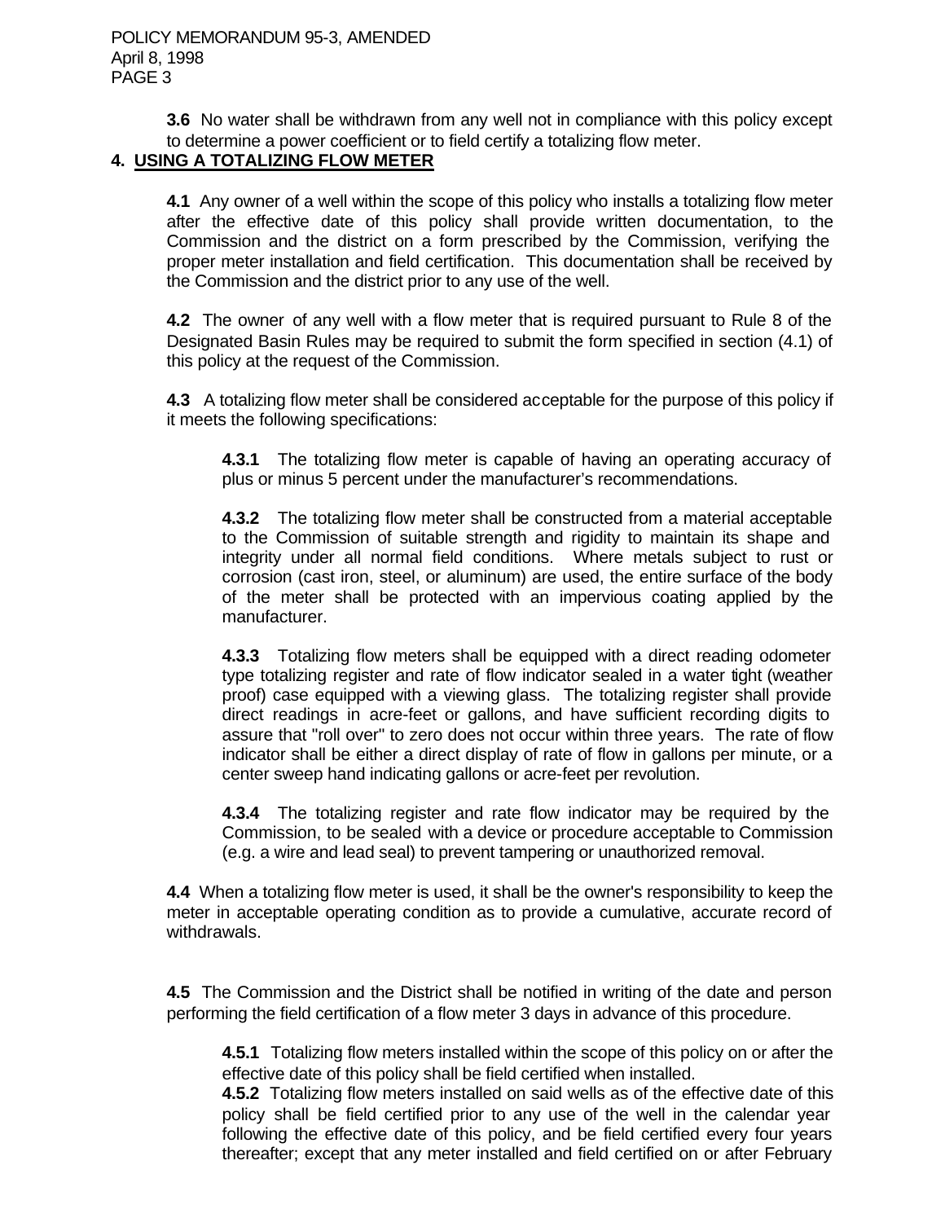**3.6** No water shall be withdrawn from any well not in compliance with this policy except to determine a power coefficient or to field certify a totalizing flow meter.

## 4. USING A TOTALIZING FLOW METER

**4.1** Any owner of a well within the scope of this policy who installs a totalizing flow meter after the effective date of this policy shall provide written documentation, to the Commission and the district on a form prescribed by the Commission, verifying the proper meter installation and field certification. This documentation shall be received by the Commission and the district prior to any use of the well.

**4.2** The owner of any well with a flow meter that is required pursuant to Rule 8 of the Designated Basin Rules may be required to submit the form specified in section (4.1) of this policy at the request of the Commission.

**4.3** A totalizing flow meter shall be considered acceptable for the purpose of this policy if it meets the following specifications:

**4.3.1** The totalizing flow meter is capable of having an operating accuracy of plus or minus 5 percent under the manufacturer's recommendations.

**4.3.2** The totalizing flow meter shall be constructed from a material acceptable to the Commission of suitable strength and rigidity to maintain its shape and integrity under all normal field conditions. Where metals subject to rust or corrosion (cast iron, steel, or aluminum) are used, the entire surface of the body of the meter shall be protected with an impervious coating applied by the manufacturer.

**4.3.3** Totalizing flow meters shall be equipped with a direct reading odometer type totalizing register and rate of flow indicator sealed in a water tight (weather proof) case equipped with a viewing glass. The totalizing register shall provide direct readings in acre-feet or gallons, and have sufficient recording digits to assure that "roll over" to zero does not occur within three years. The rate of flow indicator shall be either a direct display of rate of flow in gallons per minute, or a center sweep hand indicating gallons or acre-feet per revolution.

**4.3.4** The totalizing register and rate flow indicator may be required by the Commission, to be sealed with a device or procedure acceptable to Commission (e.g. a wire and lead seal) to prevent tampering or unauthorized removal.

**4.4** When a totalizing flow meter is used, it shall be the owner's responsibility to keep the meter in acceptable operating condition as to provide a cumulative, accurate record of withdrawals.

**4.5** The Commission and the District shall be notified in writing of the date and person performing the field certification of a flow meter 3 days in advance of this procedure.

**4.5.1** Totalizing flow meters installed within the scope of this policy on or after the effective date of this policy shall be field certified when installed.

**4.5.2** Totalizing flow meters installed on said wells as of the effective date of this policy shall be field certified prior to any use of the well in the calendar year following the effective date of this policy, and be field certified every four years thereafter; except that any meter installed and field certified on or after February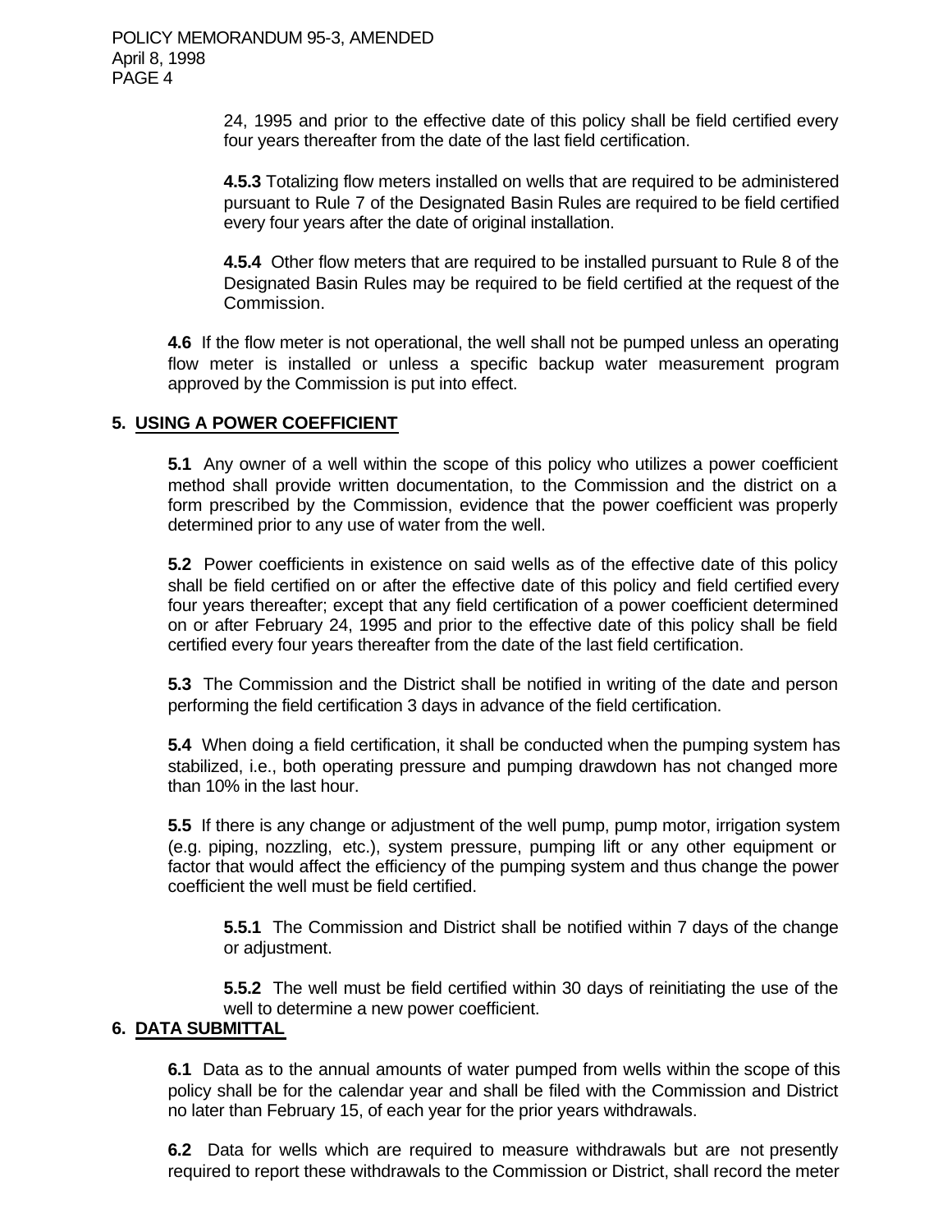24, 1995 and prior to the effective date of this policy shall be field certified every four years thereafter from the date of the last field certification.

**4.5.3** Totalizing flow meters installed on wells that are required to be administered pursuant to Rule 7 of the Designated Basin Rules are required to be field certified every four years after the date of original installation.

**4.5.4** Other flow meters that are required to be installed pursuant to Rule 8 of the Designated Basin Rules may be required to be field certified at the request of the Commission.

**4.6** If the flow meter is not operational, the well shall not be pumped unless an operating flow meter is installed or unless a specific backup water measurement program approved by the Commission is put into effect.

## 5. USING A POWER COEFFICIENT

**5.1** Any owner of a well within the scope of this policy who utilizes a power coefficient method shall provide written documentation, to the Commission and the district on a form prescribed by the Commission, evidence that the power coefficient was properly determined prior to any use of water from the well.

**5.2** Power coefficients in existence on said wells as of the effective date of this policy shall be field certified on or after the effective date of this policy and field certified every four years thereafter; except that any field certification of a power coefficient determined on or after February 24, 1995 and prior to the effective date of this policy shall be field certified every four years thereafter from the date of the last field certification.

**5.3** The Commission and the District shall be notified in writing of the date and person performing the field certification 3 days in advance of the field certification.

**5.4** When doing a field certification, it shall be conducted when the pumping system has stabilized, i.e., both operating pressure and pumping drawdown has not changed more than 10% in the last hour.

**5.5** If there is any change or adjustment of the well pump, pump motor, irrigation system (e.g. piping, nozzling, etc.), system pressure, pumping lift or any other equipment or factor that would affect the efficiency of the pumping system and thus change the power coefficient the well must be field certified.

**5.5.1** The Commission and District shall be notified within 7 days of the change or adjustment.

**5.5.2** The well must be field certified within 30 days of reinitiating the use of the well to determine a new power coefficient.

## 6. DATA SUBMITTAL

**6.1** Data as to the annual amounts of water pumped from wells within the scope of this policy shall be for the calendar year and shall be filed with the Commission and District no later than February 15, of each year for the prior years withdrawals.

**6.2** Data for wells which are required to measure withdrawals but are not presently required to report these withdrawals to the Commission or District, shall record the meter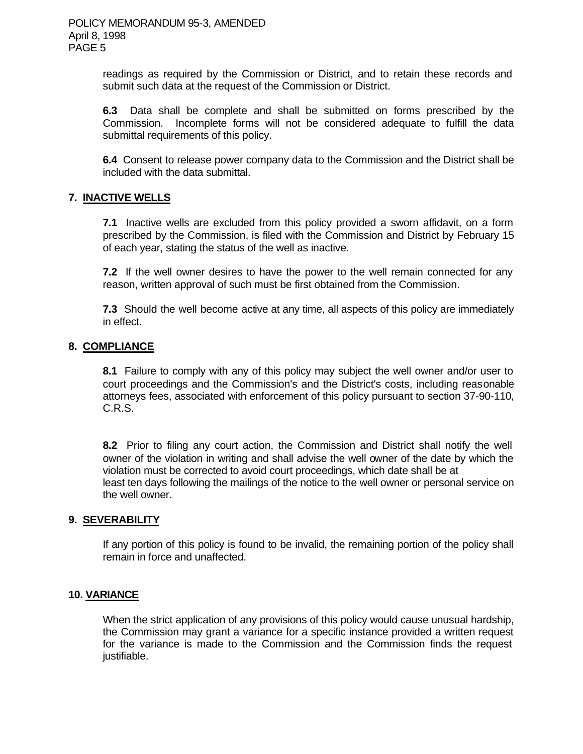readings as required by the Commission or District, and to retain these records and submit such data at the request of the Commission or District.

**6.3** Data shall be complete and shall be submitted on forms prescribed by the Commission. Incomplete forms will not be considered adequate to fulfill the data submittal requirements of this policy.

**6.4** Consent to release power company data to the Commission and the District shall be included with the data submittal.

## 7. INACTIVE WELLS

**7.1** Inactive wells are excluded from this policy provided a sworn affidavit, on a form prescribed by the Commission, is filed with the Commission and District by February 15 of each year, stating the status of the well as inactive.

**7.2** If the well owner desires to have the power to the well remain connected for any reason, written approval of such must be first obtained from the Commission.

**7.3** Should the well become active at any time, all aspects of this policy are immediately in effect.

## 8. COMPLIANCE

**8.1** Failure to comply with any of this policy may subject the well owner and/or user to court proceedings and the Commission's and the District's costs, including reasonable attorneys fees, associated with enforcement of this policy pursuant to section 37-90-110, C.R.S.

**8.2** Prior to filing any court action, the Commission and District shall notify the well owner of the violation in writing and shall advise the well owner of the date by which the violation must be corrected to avoid court proceedings, which date shall be at least ten days following the mailings of the notice to the well owner or personal service on the well owner.

## 9. SEVERABILITY

If any portion of this policy is found to be invalid, the remaining portion of the policy shall remain in force and unaffected.

## 10. VARIANCE

When the strict application of any provisions of this policy would cause unusual hardship, the Commission may grant a variance for a specific instance provided a written request for the variance is made to the Commission and the Commission finds the request justifiable.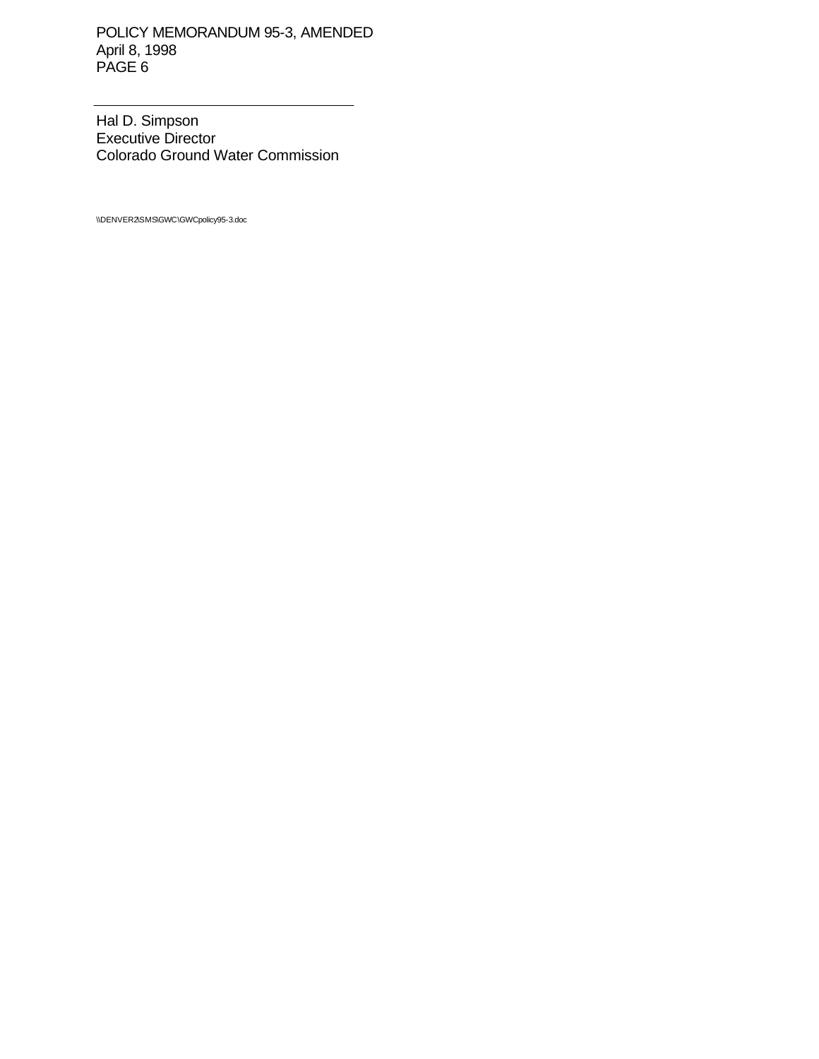\_\_\_\_\_\_\_\_\_\_\_\_\_\_\_\_\_\_\_\_\_\_\_\_\_\_\_\_\_\_\_\_\_\_\_\_

Hal D. Simpson
Executive Director
Colorado Ground Water Commission

\\DENVER2\SMS\GWC\GWCpolicy95-3.doc